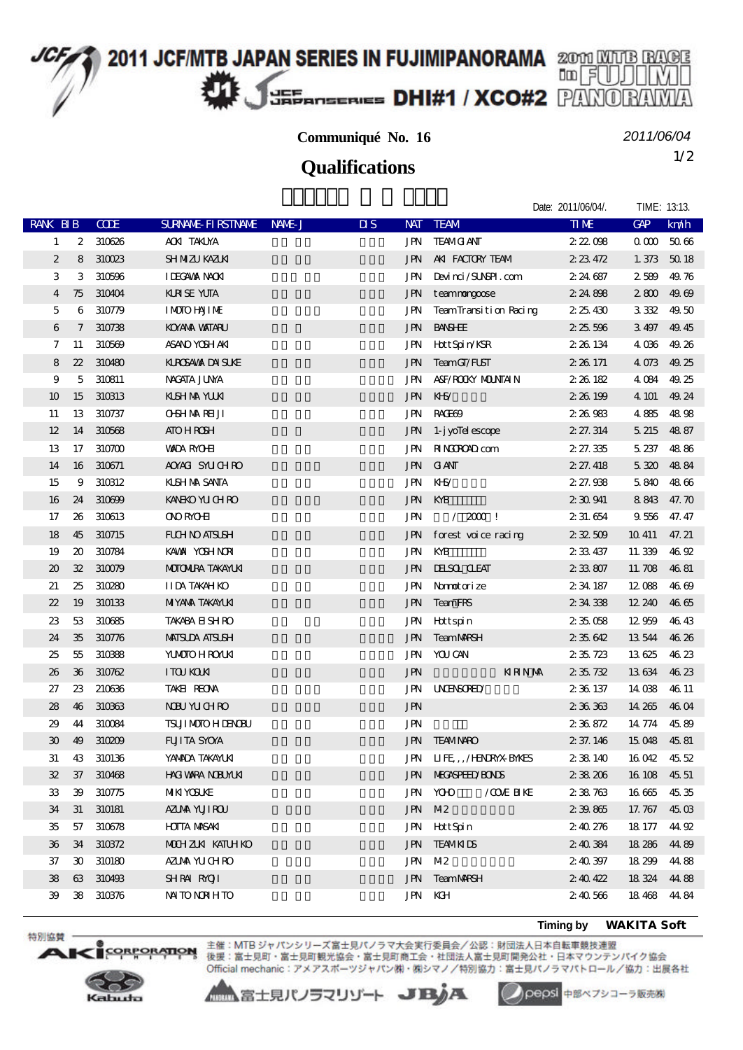# 2011 JCF/MTB JAPAN SERIES IN FUJIMIPANORAMA

JCF JAPAN SERIES DHI#1 / XCO#2

2011 MTB RACE in FUJIMI PANORAMA

**Communiqué No. 16**

*2011/06/04*

## Qualifications

Date: 2011/06/04/.　TIME: 13:13.

| RANK | BIB | CODE | SURNAME-FIRSTNAME | NAME-J | DIS | NAT | TEAM | TIME | GAP | km/h |
|---|---|---|---|---|---|---|---|---|---|---|
| 1 | 2 | 310626 | AOKI TAKUYA | | | JPN | TEAM GIANT | 2:22.098 | 0.000 | 50.66 |
| 2 | 8 | 310023 | SHIMIZU KAZUKI | | | JPN | AKI FACTORY TEAM | 2:23.472 | 1.373 | 50.18 |
| 3 | 3 | 310596 | IDEGAWA NAOKI | | | JPN | Devinci/SUNSPI.com | 2:24.687 | 2.589 | 49.76 |
| 4 | 75 | 310404 | KURISE YUTA | | | JPN | team mongoose | 2:24.898 | 2.800 | 49.69 |
| 5 | 6 | 310779 | IMOTO HAJIME | | | JPN | Team Transition Racing | 2:25.430 | 3.332 | 49.50 |
| 6 | 7 | 310738 | KOYAMA WATARU | | | JPN | BANSHEE | 2:25.596 | 3.497 | 49.45 |
| 7 | 11 | 310569 | ASANO YOSHIAKI | | | JPN | HottSpin/KSR | 2:26.134 | 4.036 | 49.26 |
| 8 | 22 | 310480 | KUROSAWA DAISUKE | | | JPN | Team GT/FUST | 2:26.171 | 4.073 | 49.25 |
| 9 | 5 | 310811 | NAGATA JUNYA | | | JPN | ASF/ROCKY MOUNTAIN | 2:26.182 | 4.084 | 49.25 |
| 10 | 15 | 310313 | KUSHIMA YUUKI | | | JPN | KHS/ | 2:26.199 | 4.101 | 49.24 |
| 11 | 13 | 310737 | OHSHIMA REIJI | | | JPN | RAGE69 | 2:26.983 | 4.885 | 48.98 |
| 12 | 14 | 310568 | ATO HIROSHI | | | JPN | 1-jyoTelescope | 2:27.314 | 5.215 | 48.87 |
| 13 | 17 | 310700 | WADA RYOHEI | | | JPN | RINGOROAD.com | 2:27.335 | 5.237 | 48.86 |
| 14 | 16 | 310671 | AOYAGI SYUICHIRO | | | JPN | GIANT | 2:27.418 | 5.320 | 48.84 |
| 15 | 9 | 310312 | KUSHIMA SANTA | | | JPN | KHS/ | 2:27.938 | 5.840 | 48.66 |
| 16 | 24 | 310699 | KANEKO YUICHIRO | | | JPN | KYB | 2:30.941 | 8.843 | 47.70 |
| 17 | 26 | 310613 | ONO RYOHEI | | | JPN | / 2000 ! | 2:31.654 | 9.556 | 47.47 |
| 18 | 45 | 310715 | FUCHINO ATSUSHI | | | JPN | forest voice racing | 2:32.509 | 10.411 | 47.21 |
| 19 | 20 | 310784 | KAWAI YOSHINORI | | | JPN | KYB | 2:33.437 | 11.339 | 46.92 |
| 20 | 32 | 310079 | MOTOMURA TAKAYUKI | | | JPN | DELSOL CLEAT | 2:33.807 | 11.708 | 46.81 |
| 21 | 25 | 310280 | IIDA TAKAHIKO | | | JPN | Nonmotorize | 2:34.187 | 12.088 | 46.69 |
| 22 | 19 | 310133 | MIYAMA TAKAYUKI | | | JPN | Team FRS | 2:34.338 | 12.240 | 46.65 |
| 23 | 53 | 310685 | TAKABA EISHIRO | | | JPN | Hottspin | 2:35.058 | 12.959 | 46.43 |
| 24 | 35 | 310776 | MATSUDA ATSUSHI | | | JPN | Team MARSH | 2:35.642 | 13.544 | 46.26 |
| 25 | 55 | 310388 | YUMOTO HIROYUKI | | | JPN | YOU CAN | 2:35.723 | 13.625 | 46.23 |
| 26 | 36 | 310762 | ITOU KOUKI | | | JPN | KIRIN MA | 2:35.732 | 13.634 | 46.23 |
| 27 | 23 | 210636 | TAKEI REONA | | | JPN | UNCENSORED/ | 2:36.137 | 14.038 | 46.11 |
| 28 | 46 | 310363 | NOBU YUICHIRO | | | JPN | | 2:36.363 | 14.265 | 46.04 |
| 29 | 44 | 310084 | TSUJIMOTO HIDENOBU | | | JPN | | 2:36.872 | 14.774 | 45.89 |
| 30 | 49 | 310209 | FUJITA SYOYA | | | JPN | TEAM NARO | 2:37.146 | 15.048 | 45.81 |
| 31 | 43 | 310136 | YAMADA TAKAYUKI | | | JPN | LIFE,,,/HENDRYX-BYKES | 2:38.140 | 16.042 | 45.52 |
| 32 | 37 | 310468 | HAGIWARA NOBUYUKI | | | JPN | MEGASPEED/BONDS | 2:38.206 | 16.108 | 45.51 |
| 33 | 39 | 310775 | MIKI YOSUKE | | | JPN | YOHO /COVE BIKE | 2:38.763 | 16.665 | 45.35 |
| 34 | 31 | 310181 | AZUMA YUJIROU | | | JPN | M2 | 2:39.865 | 17.767 | 45.03 |
| 35 | 57 | 310678 | HOTTA MASAKI | | | JPN | HottSpin | 2:40.276 | 18.177 | 44.92 |
| 36 | 34 | 310372 | MOCHIZUKI KATUHIKO | | | JPN | TEAM KIDS | 2:40.384 | 18.286 | 44.89 |
| 37 | 30 | 310180 | AZUMA YUICHIRO | | | JPN | M2 | 2:40.397 | 18.299 | 44.88 |
| 38 | 63 | 310493 | SHIRAI RYOJI | | | JPN | Team MARSH | 2:40.422 | 18.324 | 44.88 |
| 39 | 38 | 310376 | NAITO NORIHITO | | | JPN | KGH | 2:40.566 | 18.468 | 44.84 |

**Timing by WAKITA Soft**

特別協賛 AKI CORPORATION / Kabuto

主催：MTBジャパンシリーズ富士見パノラマ大会実行委員会／公認：財団法人日本自転車競技連盟
後援：富士見町・富士見町観光協会・富士見町商工会・社団法人富士見町開発公社・日本マウンテンバイク協会
Official mechanic：アメアスポーツジャパン㈱・㈱シマノ／特別協力：富士見パノラマパトロール／協力：出展各社

富士見パノラマリゾート　JBA　pepsi 中部ペプシコーラ販売㈱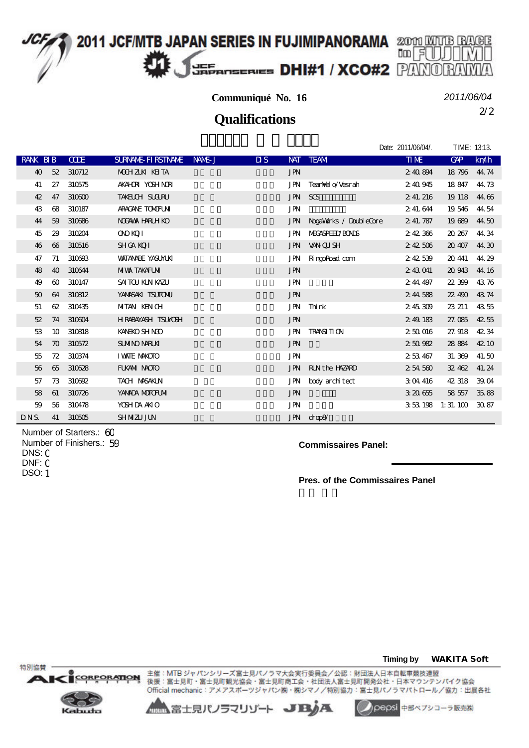# 2011 JCF/MTB JAPAN SERIES IN FUJIMIPANORAMA

DHI#1 / XCO#2

**Communiqué No. 16**

2011/06/04

## Qualifications

Date: 2011/06/04/. TIME: 13:13.

| RANK | BIB | CODE | SURNAME-FIRSTNAME | NAME-J | DIS | NAT | TEAM | TIME | GAP | km/h |
|---|---|---|---|---|---|---|---|---|---|---|
| 40 | 52 | 310712 | MOCHIZUKI KEITA | | | JPN | | 2:40.894 | 18.796 | 44.74 |
| 41 | 27 | 310575 | AKAHORI YOSHINORI | | | JPN | TeamVelo/Vesrah | 2:40.945 | 18.847 | 44.73 |
| 42 | 47 | 310600 | TAKEUCHI SUGURU | | | JPN | SCS | 2:41.216 | 19.118 | 44.66 |
| 43 | 68 | 310187 | ARAGANE TOMOFUMI | | | JPN | | 2:41.644 | 19.546 | 44.54 |
| 44 | 59 | 310686 | NOGAWA HARUHIKO | | | JPN | NogaWorks / DoubleCore | 2:41.787 | 19.689 | 44.50 |
| 45 | 29 | 310204 | ONO KOJI | | | JPN | MEGASPEED/BONDS | 2:42.366 | 20.267 | 44.34 |
| 46 | 66 | 310516 | SHIGA KOJI | | | JPN | VANQUISH | 2:42.506 | 20.407 | 44.30 |
| 47 | 71 | 310693 | WATANABE YASUYUKI | | | JPN | RingoRoad.com | 2:42.539 | 20.441 | 44.29 |
| 48 | 40 | 310644 | MIWA TAKAFUMI | | | JPN | | 2:43.041 | 20.943 | 44.16 |
| 49 | 60 | 310147 | SAITOU KUNKAZU | | | JPN | | 2:44.497 | 22.399 | 43.76 |
| 50 | 64 | 310812 | YAMASAKI TSUTOMU | | | JPN | | 2:44.588 | 22.490 | 43.74 |
| 51 | 62 | 310435 | MITANI KENICHI | | | JPN | Think | 2:45.309 | 23.211 | 43.55 |
| 52 | 74 | 310604 | HIRABAYASHI TSUYOSHI | | | JPN | | 2:49.183 | 27.085 | 42.55 |
| 53 | 10 | 310818 | KANEKO SHINGO | | | JPN | TRANSITION | 2:50.016 | 27.918 | 42.34 |
| 54 | 70 | 310572 | SUMINO NARUKI | | | JPN | | 2:50.982 | 28.884 | 42.10 |
| 55 | 72 | 310374 | IWATE MAKOTO | | | JPN | | 2:53.467 | 31.369 | 41.50 |
| 56 | 65 | 310628 | FUKAMI NAOTO | | | JPN | RUN the HAZARD | 2:54.560 | 32.462 | 41.24 |
| 57 | 73 | 310692 | TACHI MASAKUNI | | | JPN | body architect | 3:04.416 | 42.318 | 39.04 |
| 58 | 61 | 310726 | YAMADA MOTOFUMI | | | JPN | | 3:20.655 | 58.557 | 35.88 |
| 59 | 56 | 310478 | YOSHIDA AKIO | | | JPN | | 3:53.198 | 1:31.100 | 30.87 |
| DNS | 41 | 310505 | SHIMIZU JUN | | | JPN | drop8/ | | | |

Number of Starters.: 60
Number of Finishers.: 59
DNS: 0
DNF: 0
DSO: 1

**Commissaires Panel:**

**Pres. of the Commissaires Panel**

Timing by **WAKITA Soft**

特別協賛

主催：MTBジャパンシリーズ富士見パノラマ大会実行委員会／公認：財団法人日本自転車競技連盟
後援：富士見町・富士見町観光協会・富士見町商工会・社団法人富士見町開発公社・日本マウンテンバイク協会
Official mechanic：アメアスポーツジャパン㈱・㈱シマノ／特別協力：富士見パノラマパトロール／協力：出展各社